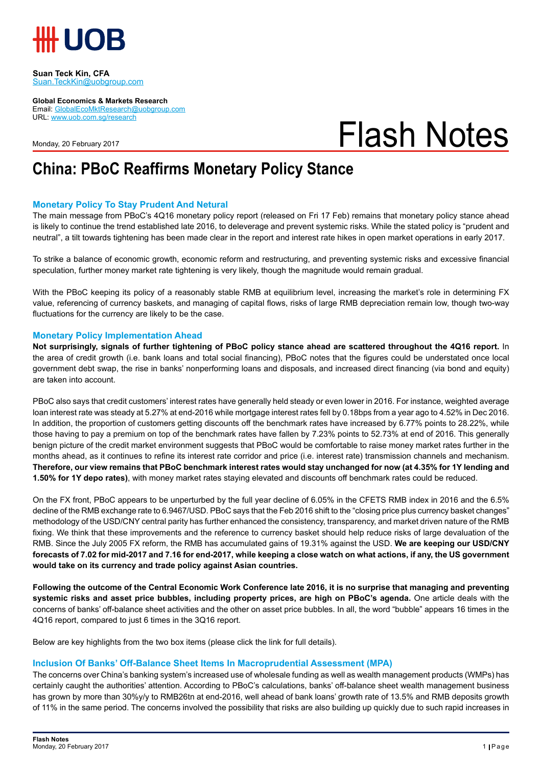UOB

**Suan Teck Kin, CFA**
Suan.TeckKin@uobgroup.com

**Global Economics & Markets Research**
Email: GlobalEcoMktResearch@uobgroup.com
URL: www.uob.com.sg/research

Monday, 20 February 2017

# Flash Notes

## China: PBoC Reaffirms Monetary Policy Stance

### Monetary Policy To Stay Prudent And Netural

The main message from PBoC's 4Q16 monetary policy report (released on Fri 17 Feb) remains that monetary policy stance ahead is likely to continue the trend established late 2016, to deleverage and prevent systemic risks. While the stated policy is "prudent and neutral", a tilt towards tightening has been made clear in the report and interest rate hikes in open market operations in early 2017.

To strike a balance of economic growth, economic reform and restructuring, and preventing systemic risks and excessive financial speculation, further money market rate tightening is very likely, though the magnitude would remain gradual.

With the PBoC keeping its policy of a reasonably stable RMB at equilibrium level, increasing the market's role in determining FX value, referencing of currency baskets, and managing of capital flows, risks of large RMB depreciation remain low, though two-way fluctuations for the currency are likely to be the case.

### Monetary Policy Implementation Ahead

**Not surprisingly, signals of further tightening of PBoC policy stance ahead are scattered throughout the 4Q16 report.** In the area of credit growth (i.e. bank loans and total social financing), PBoC notes that the figures could be understated once local government debt swap, the rise in banks' nonperforming loans and disposals, and increased direct financing (via bond and equity) are taken into account.

PBoC also says that credit customers' interest rates have generally held steady or even lower in 2016. For instance, weighted average loan interest rate was steady at 5.27% at end-2016 while mortgage interest rates fell by 0.18bps from a year ago to 4.52% in Dec 2016. In addition, the proportion of customers getting discounts off the benchmark rates have increased by 6.77% points to 28.22%, while those having to pay a premium on top of the benchmark rates have fallen by 7.23% points to 52.73% at end of 2016. This generally benign picture of the credit market environment suggests that PBoC would be comfortable to raise money market rates further in the months ahead, as it continues to refine its interest rate corridor and price (i.e. interest rate) transmission channels and mechanism. **Therefore, our view remains that PBoC benchmark interest rates would stay unchanged for now (at 4.35% for 1Y lending and 1.50% for 1Y depo rates)**, with money market rates staying elevated and discounts off benchmark rates could be reduced.

On the FX front, PBoC appears to be unperturbed by the full year decline of 6.05% in the CFETS RMB index in 2016 and the 6.5% decline of the RMB exchange rate to 6.9467/USD. PBoC says that the Feb 2016 shift to the "closing price plus currency basket changes" methodology of the USD/CNY central parity has further enhanced the consistency, transparency, and market driven nature of the RMB fixing. We think that these improvements and the reference to currency basket should help reduce risks of large devaluation of the RMB. Since the July 2005 FX reform, the RMB has accumulated gains of 19.31% against the USD. **We are keeping our USD/CNY forecasts of 7.02 for mid-2017 and 7.16 for end-2017, while keeping a close watch on what actions, if any, the US government would take on its currency and trade policy against Asian countries.**

**Following the outcome of the Central Economic Work Conference late 2016, it is no surprise that managing and preventing systemic risks and asset price bubbles, including property prices, are high on PBoC's agenda.** One article deals with the concerns of banks' off-balance sheet activities and the other on asset price bubbles. In all, the word "bubble" appears 16 times in the 4Q16 report, compared to just 6 times in the 3Q16 report.

Below are key highlights from the two box items (please click the link for full details).

### Inclusion Of Banks' Off-Balance Sheet Items In Macroprudential Assessment (MPA)

The concerns over China's banking system's increased use of wholesale funding as well as wealth management products (WMPs) has certainly caught the authorities' attention. According to PBoC's calculations, banks' off-balance sheet wealth management business has grown by more than 30%y/y to RMB26tn at end-2016, well ahead of bank loans' growth rate of 13.5% and RMB deposits growth of 11% in the same period. The concerns involved the possibility that risks are also building up quickly due to such rapid increases in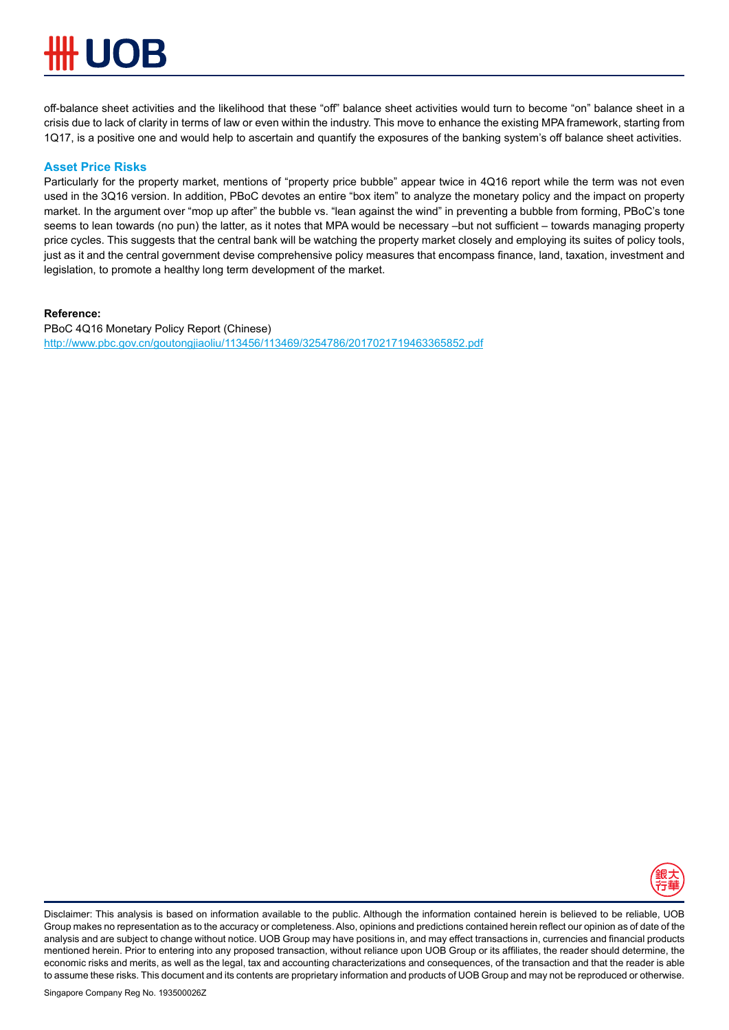off-balance sheet activities and the likelihood that these "off" balance sheet activities would turn to become "on" balance sheet in a crisis due to lack of clarity in terms of law or even within the industry. This move to enhance the existing MPA framework, starting from 1Q17, is a positive one and would help to ascertain and quantify the exposures of the banking system's off balance sheet activities.

### Asset Price Risks

Particularly for the property market, mentions of "property price bubble" appear twice in 4Q16 report while the term was not even used in the 3Q16 version. In addition, PBoC devotes an entire "box item" to analyze the monetary policy and the impact on property market. In the argument over "mop up after" the bubble vs. "lean against the wind" in preventing a bubble from forming, PBoC's tone seems to lean towards (no pun) the latter, as it notes that MPA would be necessary –but not sufficient – towards managing property price cycles. This suggests that the central bank will be watching the property market closely and employing its suites of policy tools, just as it and the central government devise comprehensive policy measures that encompass finance, land, taxation, investment and legislation, to promote a healthy long term development of the market.

**Reference:**
PBoC 4Q16 Monetary Policy Report (Chinese)
http://www.pbc.gov.cn/goutongjiaoliu/113456/113469/3254786/2017021719463365852.pdf

Disclaimer: This analysis is based on information available to the public. Although the information contained herein is believed to be reliable, UOB Group makes no representation as to the accuracy or completeness. Also, opinions and predictions contained herein reflect our opinion as of date of the analysis and are subject to change without notice. UOB Group may have positions in, and may effect transactions in, currencies and financial products mentioned herein. Prior to entering into any proposed transaction, without reliance upon UOB Group or its affiliates, the reader should determine, the economic risks and merits, as well as the legal, tax and accounting characterizations and consequences, of the transaction and that the reader is able to assume these risks. This document and its contents are proprietary information and products of UOB Group and may not be reproduced or otherwise.

Singapore Company Reg No. 193500026Z